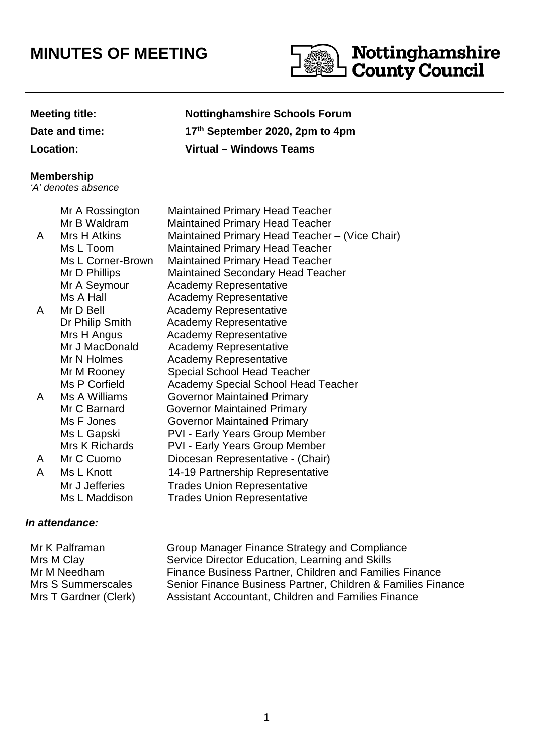# MINUTES OF MEETING

Nottinghamshire County Council

| | |
|---|---|
| **Meeting title:** | **Nottinghamshire Schools Forum** |
| **Date and time:** | **17th September 2020, 2pm to 4pm** |
| **Location:** | **Virtual – Windows Teams** |

**Membership**

*'A' denotes absence*

| | Name | Role |
|---|---|---|
| | Mr A Rossington | Maintained Primary Head Teacher |
| | Mr B Waldram | Maintained Primary Head Teacher |
| A | Mrs H Atkins | Maintained Primary Head Teacher – (Vice Chair) |
| | Ms L Toom | Maintained Primary Head Teacher |
| | Ms L Corner-Brown | Maintained Primary Head Teacher |
| | Mr D Phillips | Maintained Secondary Head Teacher |
| | Mr A Seymour | Academy Representative |
| | Ms A Hall | Academy Representative |
| A | Mr D Bell | Academy Representative |
| | Dr Philip Smith | Academy Representative |
| | Mrs H Angus | Academy Representative |
| | Mr J MacDonald | Academy Representative |
| | Mr N Holmes | Academy Representative |
| | Mr M Rooney | Special School Head Teacher |
| | Ms P Corfield | Academy Special School Head Teacher |
| A | Ms A Williams | Governor Maintained Primary |
| | Mr C Barnard | Governor Maintained Primary |
| | Ms F Jones | Governor Maintained Primary |
| | Ms L Gapski | PVI - Early Years Group Member |
| | Mrs K Richards | PVI - Early Years Group Member |
| A | Mr C Cuomo | Diocesan Representative - (Chair) |
| A | Ms L Knott | 14-19 Partnership Representative |
| | Mr J Jefferies | Trades Union Representative |
| | Ms L Maddison | Trades Union Representative |

***In attendance:***

| Name | Role |
|---|---|
| Mr K Palframan | Group Manager Finance Strategy and Compliance |
| Mrs M Clay | Service Director Education, Learning and Skills |
| Mr M Needham | Finance Business Partner, Children and Families Finance |
| Mrs S Summerscales | Senior Finance Business Partner, Children & Families Finance |
| Mrs T Gardner (Clerk) | Assistant Accountant, Children and Families Finance |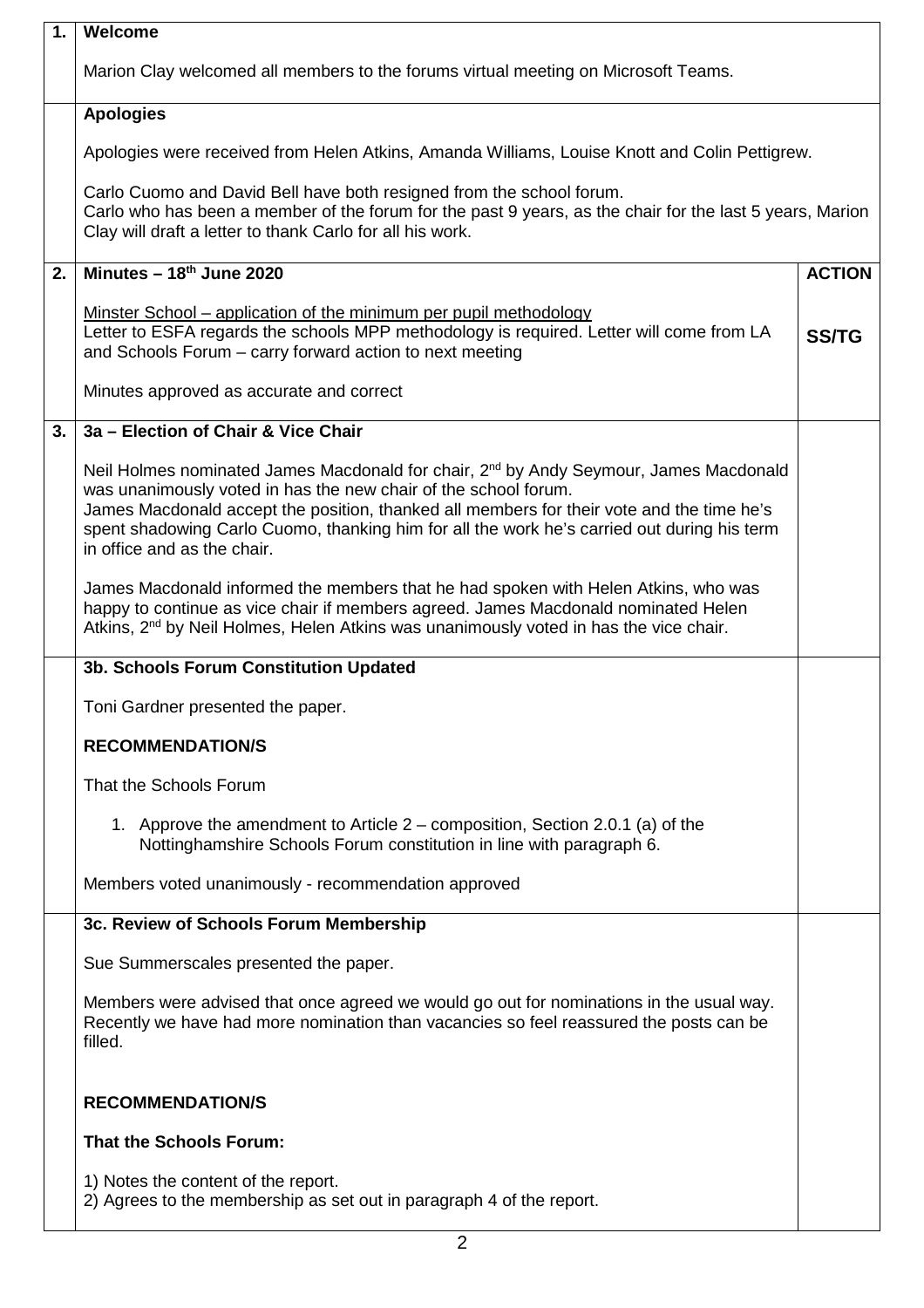| | | |
|---|---|---|
| **1.** | **Welcome**<br><br>Marion Clay welcomed all members to the forums virtual meeting on Microsoft Teams. | |
| | **Apologies**<br><br>Apologies were received from Helen Atkins, Amanda Williams, Louise Knott and Colin Pettigrew.<br><br>Carlo Cuomo and David Bell have both resigned from the school forum.<br>Carlo who has been a member of the forum for the past 9 years, as the chair for the last 5 years, Marion Clay will draft a letter to thank Carlo for all his work. | |
| **2.** | **Minutes – 18th June 2020**<br><br>Minster School – application of the minimum per pupil methodology<br>Letter to ESFA regards the schools MPP methodology is required. Letter will come from LA and Schools Forum – carry forward action to next meeting<br><br>Minutes approved as accurate and correct | **ACTION**<br><br>**SS/TG** |
| **3.** | **3a – Election of Chair & Vice Chair**<br><br>Neil Holmes nominated James Macdonald for chair, 2nd by Andy Seymour, James Macdonald was unanimously voted in has the new chair of the school forum.<br>James Macdonald accept the position, thanked all members for their vote and the time he's spent shadowing Carlo Cuomo, thanking him for all the work he's carried out during his term in office and as the chair.<br><br>James Macdonald informed the members that he had spoken with Helen Atkins, who was happy to continue as vice chair if members agreed. James Macdonald nominated Helen Atkins, 2nd by Neil Holmes, Helen Atkins was unanimously voted in has the vice chair. | |
| | **3b. Schools Forum Constitution Updated**<br><br>Toni Gardner presented the paper.<br><br>**RECOMMENDATION/S**<br><br>That the Schools Forum<br><br>1. Approve the amendment to Article 2 – composition, Section 2.0.1 (a) of the Nottinghamshire Schools Forum constitution in line with paragraph 6.<br><br>Members voted unanimously - recommendation approved | |
| | **3c. Review of Schools Forum Membership**<br><br>Sue Summerscales presented the paper.<br><br>Members were advised that once agreed we would go out for nominations in the usual way. Recently we have had more nomination than vacancies so feel reassured the posts can be filled.<br><br>**RECOMMENDATION/S**<br><br>**That the Schools Forum:**<br><br>1) Notes the content of the report.<br>2) Agrees to the membership as set out in paragraph 4 of the report. | |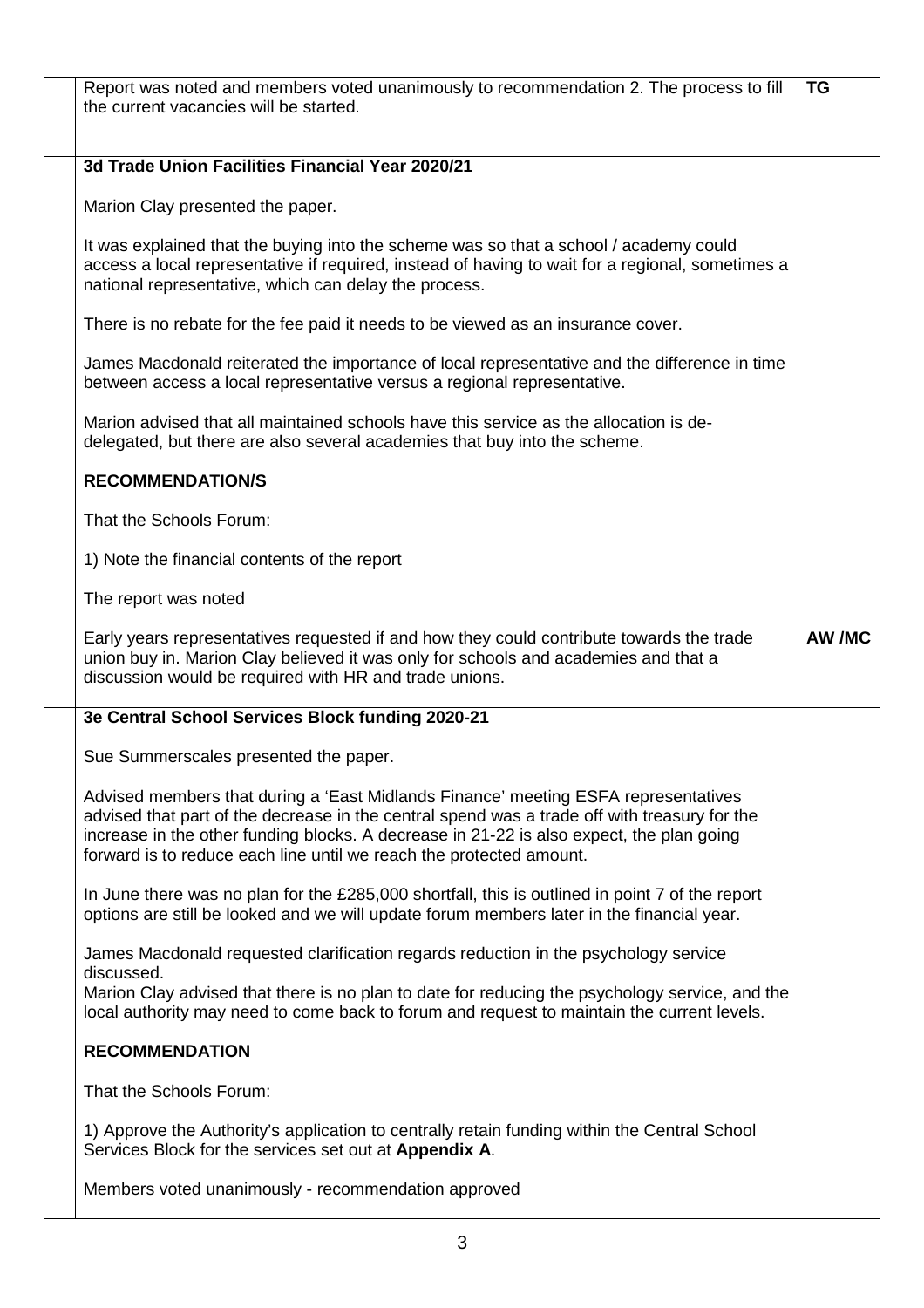| | | |
|---|---|---|
| | Report was noted and members voted unanimously to recommendation 2. The process to fill the current vacancies will be started. | **TG** |
| | **3d Trade Union Facilities Financial Year 2020/21**<br><br>Marion Clay presented the paper.<br><br>It was explained that the buying into the scheme was so that a school / academy could access a local representative if required, instead of having to wait for a regional, sometimes a national representative, which can delay the process.<br><br>There is no rebate for the fee paid it needs to be viewed as an insurance cover.<br><br>James Macdonald reiterated the importance of local representative and the difference in time between access a local representative versus a regional representative.<br><br>Marion advised that all maintained schools have this service as the allocation is de-delegated, but there are also several academies that buy into the scheme.<br><br>**RECOMMENDATION/S**<br><br>That the Schools Forum:<br><br>1) Note the financial contents of the report<br><br>The report was noted | |
| | Early years representatives requested if and how they could contribute towards the trade union buy in. Marion Clay believed it was only for schools and academies and that a discussion would be required with HR and trade unions. | **AW /MC** |
| | **3e Central School Services Block funding 2020-21**<br><br>Sue Summerscales presented the paper.<br><br>Advised members that during a 'East Midlands Finance' meeting ESFA representatives advised that part of the decrease in the central spend was a trade off with treasury for the increase in the other funding blocks. A decrease in 21-22 is also expect, the plan going forward is to reduce each line until we reach the protected amount.<br><br>In June there was no plan for the £285,000 shortfall, this is outlined in point 7 of the report options are still be looked and we will update forum members later in the financial year.<br><br>James Macdonald requested clarification regards reduction in the psychology service discussed.<br>Marion Clay advised that there is no plan to date for reducing the psychology service, and the local authority may need to come back to forum and request to maintain the current levels.<br><br>**RECOMMENDATION**<br><br>That the Schools Forum:<br><br>1) Approve the Authority's application to centrally retain funding within the Central School Services Block for the services set out at **Appendix A**.<br><br>Members voted unanimously - recommendation approved | |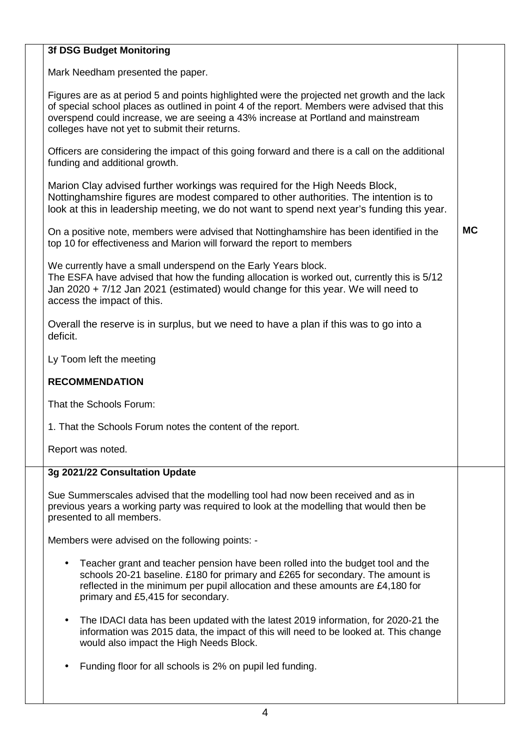### 3f DSG Budget Monitoring

Mark Needham presented the paper.

Figures are as at period 5 and points highlighted were the projected net growth and the lack of special school places as outlined in point 4 of the report. Members were advised that this overspend could increase, we are seeing a 43% increase at Portland and mainstream colleges have not yet to submit their returns.

Officers are considering the impact of this going forward and there is a call on the additional funding and additional growth.

Marion Clay advised further workings was required for the High Needs Block, Nottinghamshire figures are modest compared to other authorities. The intention is to look at this in leadership meeting, we do not want to spend next year's funding this year.

On a positive note, members were advised that Nottinghamshire has been identified in the top 10 for effectiveness and Marion will forward the report to members — **MC**

We currently have a small underspend on the Early Years block.
The ESFA have advised that how the funding allocation is worked out, currently this is 5/12 Jan 2020 + 7/12 Jan 2021 (estimated) would change for this year. We will need to access the impact of this.

Overall the reserve is in surplus, but we need to have a plan if this was to go into a deficit.

Ly Toom left the meeting

**RECOMMENDATION**

That the Schools Forum:

1. That the Schools Forum notes the content of the report.

Report was noted.

### 3g 2021/22 Consultation Update

Sue Summerscales advised that the modelling tool had now been received and as in previous years a working party was required to look at the modelling that would then be presented to all members.

Members were advised on the following points: -

- Teacher grant and teacher pension have been rolled into the budget tool and the schools 20-21 baseline. £180 for primary and £265 for secondary. The amount is reflected in the minimum per pupil allocation and these amounts are £4,180 for primary and £5,415 for secondary.

- The IDACI data has been updated with the latest 2019 information, for 2020-21 the information was 2015 data, the impact of this will need to be looked at. This change would also impact the High Needs Block.

- Funding floor for all schools is 2% on pupil led funding.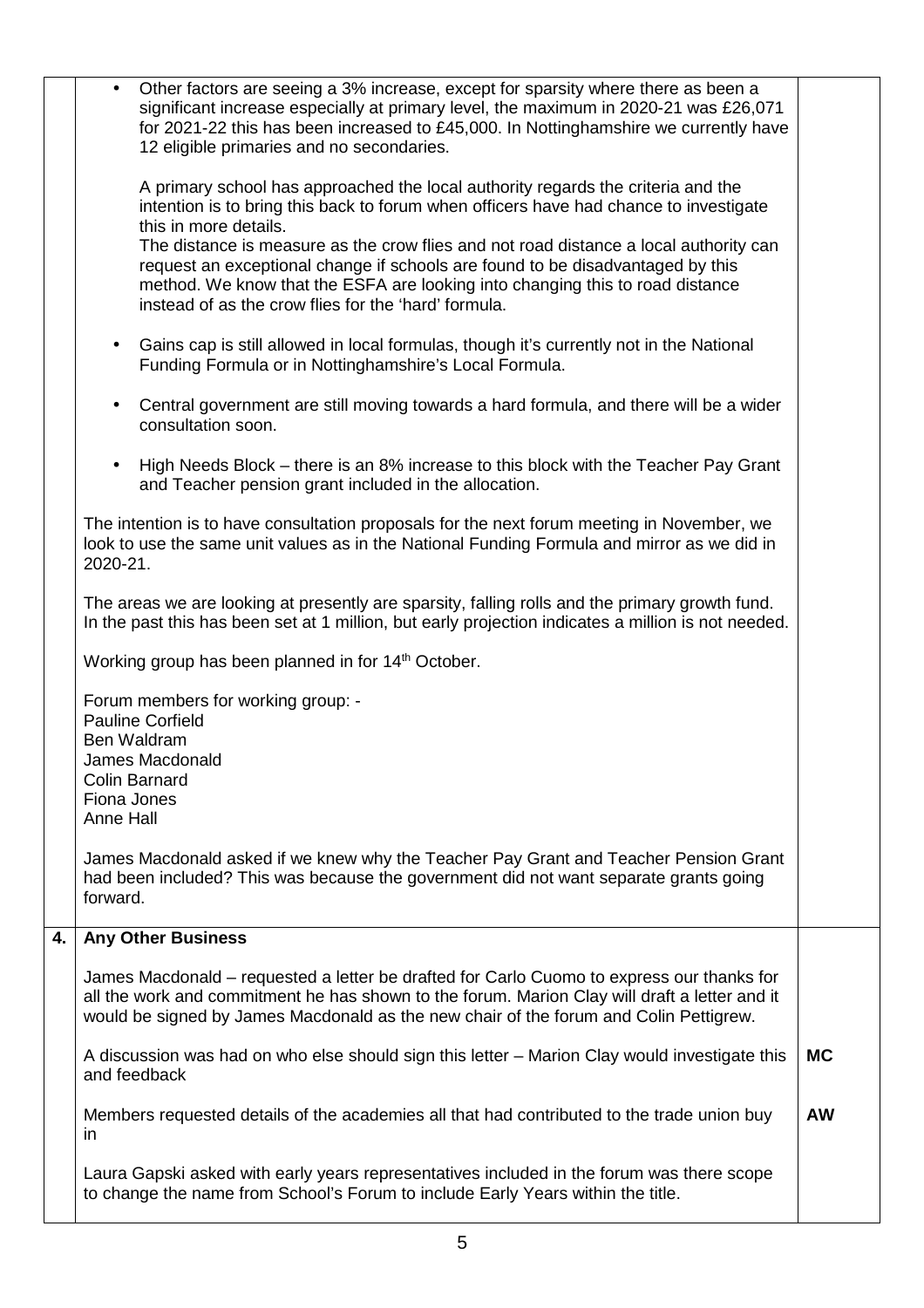| | | |
|---|---|---|
| | • Other factors are seeing a 3% increase, except for sparsity where there as been a significant increase especially at primary level, the maximum in 2020-21 was £26,071 for 2021-22 this has been increased to £45,000. In Nottinghamshire we currently have 12 eligible primaries and no secondaries.<br><br>A primary school has approached the local authority regards the criteria and the intention is to bring this back to forum when officers have had chance to investigate this in more details.<br>The distance is measure as the crow flies and not road distance a local authority can request an exceptional change if schools are found to be disadvantaged by this method. We know that the ESFA are looking into changing this to road distance instead of as the crow flies for the 'hard' formula.<br><br>• Gains cap is still allowed in local formulas, though it's currently not in the National Funding Formula or in Nottinghamshire's Local Formula.<br><br>• Central government are still moving towards a hard formula, and there will be a wider consultation soon.<br><br>• High Needs Block – there is an 8% increase to this block with the Teacher Pay Grant and Teacher pension grant included in the allocation.<br><br>The intention is to have consultation proposals for the next forum meeting in November, we look to use the same unit values as in the National Funding Formula and mirror as we did in 2020-21.<br><br>The areas we are looking at presently are sparsity, falling rolls and the primary growth fund. In the past this has been set at 1 million, but early projection indicates a million is not needed.<br><br>Working group has been planned in for 14th October.<br><br>Forum members for working group: -<br>Pauline Corfield<br>Ben Waldram<br>James Macdonald<br>Colin Barnard<br>Fiona Jones<br>Anne Hall<br><br>James Macdonald asked if we knew why the Teacher Pay Grant and Teacher Pension Grant had been included? This was because the government did not want separate grants going forward. | |
| **4.** | **Any Other Business** | |
| | James Macdonald – requested a letter be drafted for Carlo Cuomo to express our thanks for all the work and commitment he has shown to the forum. Marion Clay will draft a letter and it would be signed by James Macdonald as the new chair of the forum and Colin Pettigrew. | |
| | A discussion was had on who else should sign this letter – Marion Clay would investigate this and feedback | **MC** |
| | Members requested details of the academies all that had contributed to the trade union buy in | **AW** |
| | Laura Gapski asked with early years representatives included in the forum was there scope to change the name from School's Forum to include Early Years within the title. | |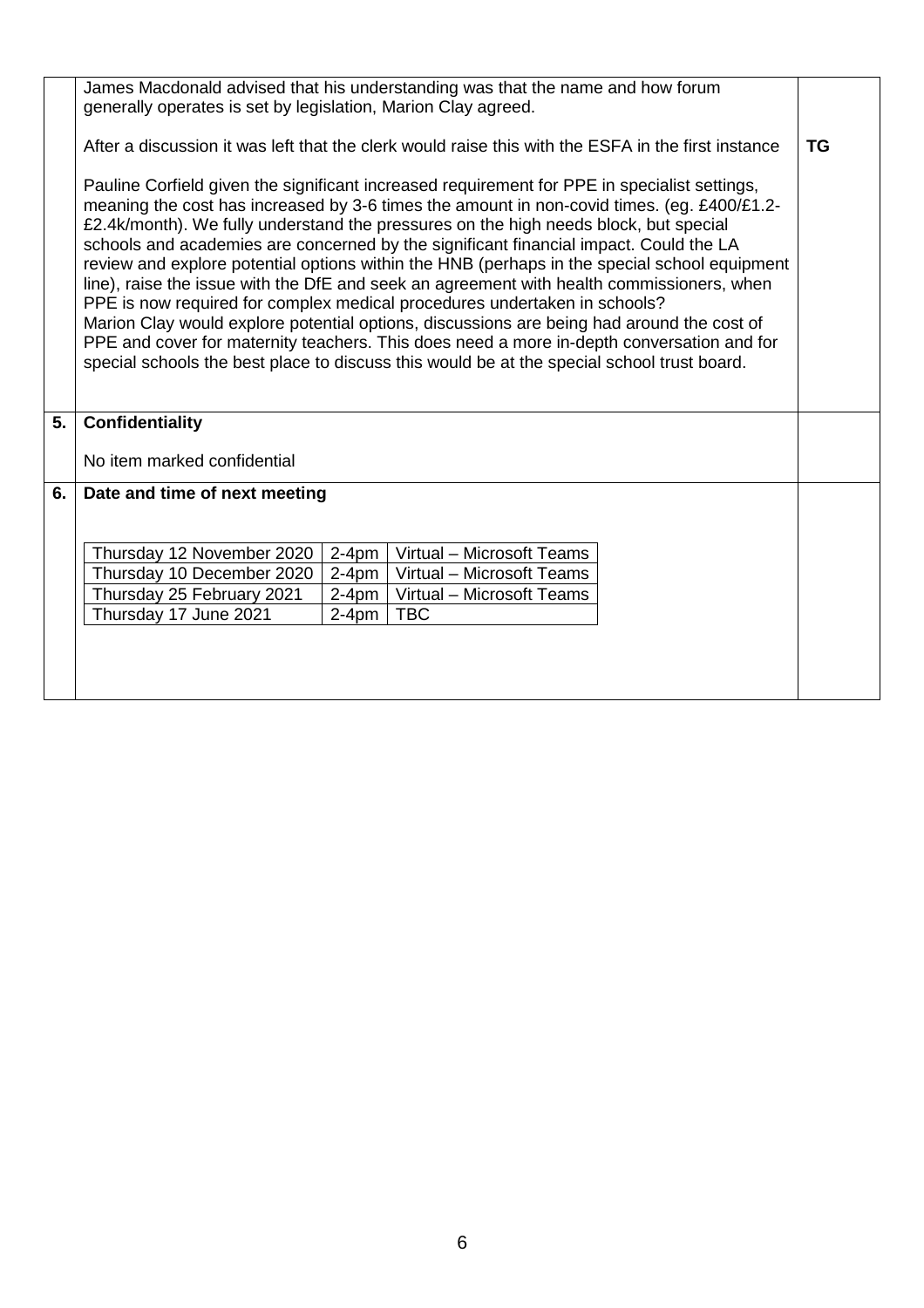| | | |
|---|---|---|
| | James Macdonald advised that his understanding was that the name and how forum generally operates is set by legislation, Marion Clay agreed.<br><br>After a discussion it was left that the clerk would raise this with the ESFA in the first instance<br><br>Pauline Corfield given the significant increased requirement for PPE in specialist settings, meaning the cost has increased by 3-6 times the amount in non-covid times. (eg. £400/£1.2-£2.4k/month). We fully understand the pressures on the high needs block, but special schools and academies are concerned by the significant financial impact. Could the LA review and explore potential options within the HNB (perhaps in the special school equipment line), raise the issue with the DfE and seek an agreement with health commissioners, when PPE is now required for complex medical procedures undertaken in schools?<br>Marion Clay would explore potential options, discussions are being had around the cost of PPE and cover for maternity teachers. This does need a more in-depth conversation and for special schools the best place to discuss this would be at the special school trust board. | **TG** |
| **5.** | **Confidentiality**<br><br>No item marked confidential | |
| **6.** | **Date and time of next meeting** | |

| | | |
|---|---|---|
| Thursday 12 November 2020 | 2-4pm | Virtual – Microsoft Teams |
| Thursday 10 December 2020 | 2-4pm | Virtual – Microsoft Teams |
| Thursday 25 February 2021 | 2-4pm | Virtual – Microsoft Teams |
| Thursday 17 June 2021 | 2-4pm | TBC |